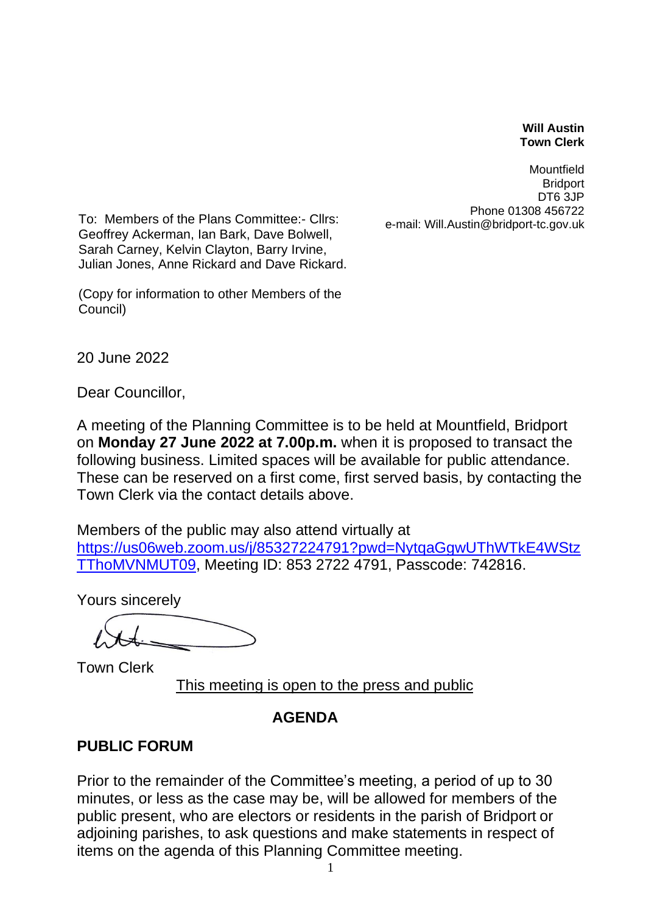**Will Austin**
**Town Clerk**

Mountfield
Bridport
DT6 3JP
Phone 01308 456722
e-mail: Will.Austin@bridport-tc.gov.uk

To: Members of the Plans Committee:- Cllrs: Geoffrey Ackerman, Ian Bark, Dave Bolwell, Sarah Carney, Kelvin Clayton, Barry Irvine, Julian Jones, Anne Rickard and Dave Rickard.

(Copy for information to other Members of the Council)

20 June 2022

Dear Councillor,

A meeting of the Planning Committee is to be held at Mountfield, Bridport on **Monday 27 June 2022 at 7.00p.m.** when it is proposed to transact the following business. Limited spaces will be available for public attendance. These can be reserved on a first come, first served basis, by contacting the Town Clerk via the contact details above.

Members of the public may also attend virtually at https://us06web.zoom.us/j/85327224791?pwd=NytqaGgwUThWTkE4WStzTThoMVNMUT09, Meeting ID: 853 2722 4791, Passcode: 742816.

Yours sincerely

Town Clerk

This meeting is open to the press and public

## AGENDA

### PUBLIC FORUM

Prior to the remainder of the Committee's meeting, a period of up to 30 minutes, or less as the case may be, will be allowed for members of the public present, who are electors or residents in the parish of Bridport or adjoining parishes, to ask questions and make statements in respect of items on the agenda of this Planning Committee meeting.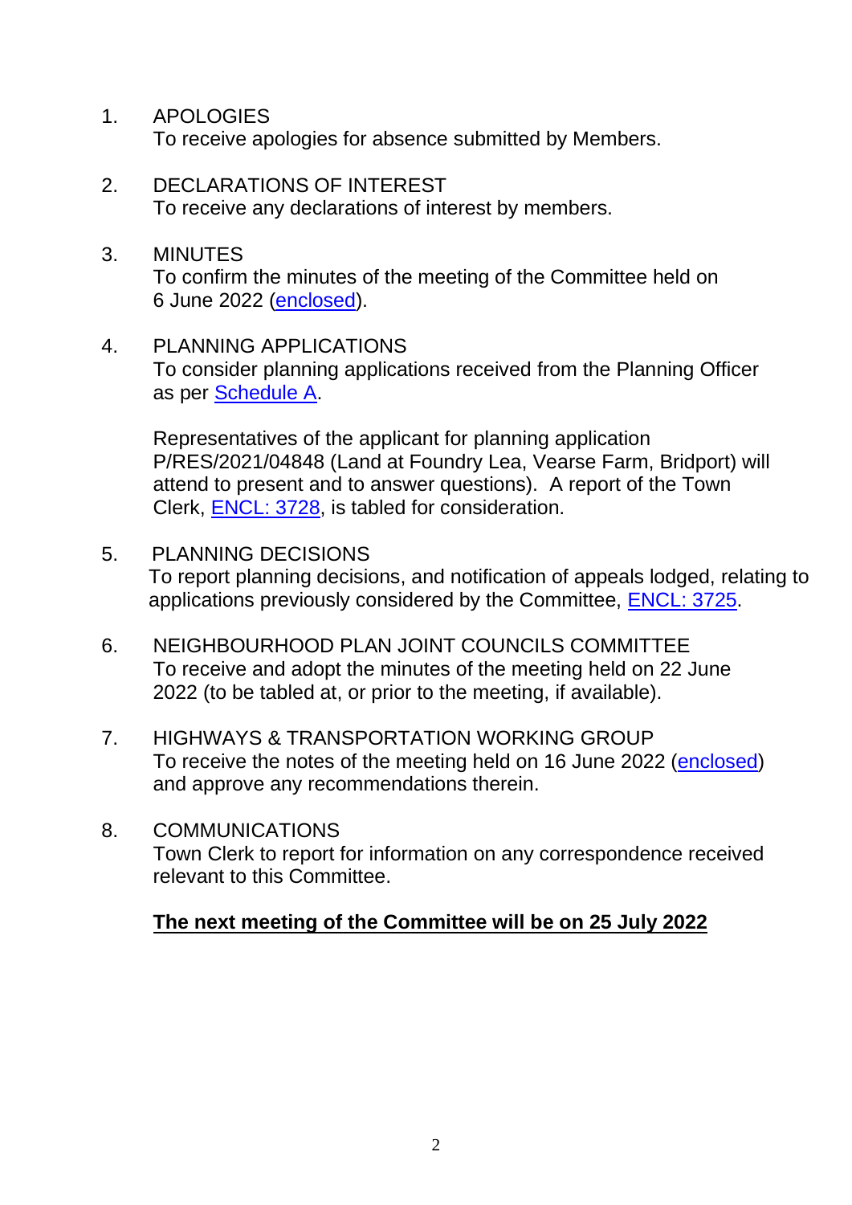1. APOLOGIES
   To receive apologies for absence submitted by Members.

2. DECLARATIONS OF INTEREST
   To receive any declarations of interest by members.

3. MINUTES
   To confirm the minutes of the meeting of the Committee held on 6 June 2022 (enclosed).

4. PLANNING APPLICATIONS
   To consider planning applications received from the Planning Officer as per Schedule A.

   Representatives of the applicant for planning application P/RES/2021/04848 (Land at Foundry Lea, Vearse Farm, Bridport) will attend to present and to answer questions). A report of the Town Clerk, ENCL: 3728, is tabled for consideration.

5. PLANNING DECISIONS
   To report planning decisions, and notification of appeals lodged, relating to applications previously considered by the Committee, ENCL: 3725.

6. NEIGHBOURHOOD PLAN JOINT COUNCILS COMMITTEE
   To receive and adopt the minutes of the meeting held on 22 June 2022 (to be tabled at, or prior to the meeting, if available).

7. HIGHWAYS & TRANSPORTATION WORKING GROUP
   To receive the notes of the meeting held on 16 June 2022 (enclosed) and approve any recommendations therein.

8. COMMUNICATIONS
   Town Clerk to report for information on any correspondence received relevant to this Committee.

**The next meeting of the Committee will be on 25 July 2022**